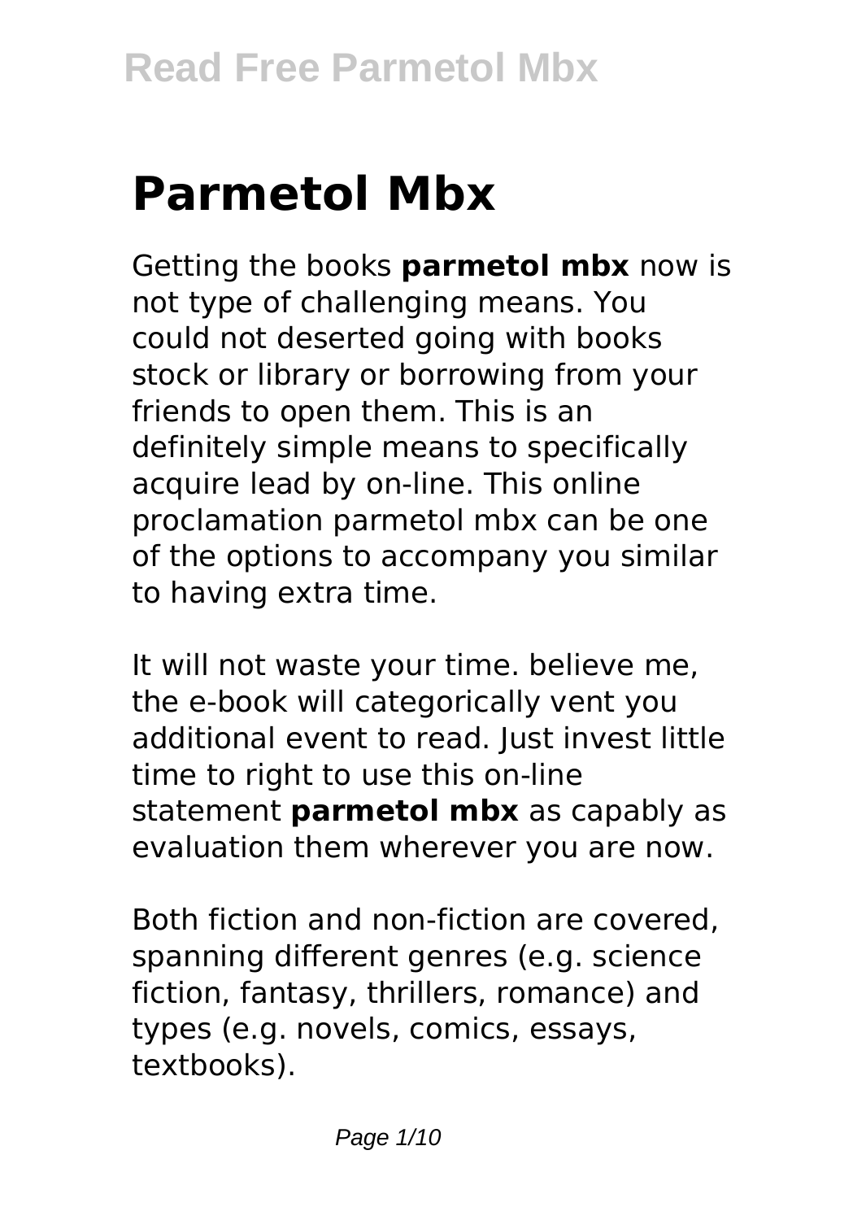# Parmetol Mbx

Getting the books **parmetol mbx** now is not type of challenging means. You could not deserted going with books stock or library or borrowing from your friends to open them. This is an definitely simple means to specifically acquire lead by on-line. This online proclamation parmetol mbx can be one of the options to accompany you similar to having extra time.

It will not waste your time. believe me, the e-book will categorically vent you additional event to read. Just invest little time to right to use this on-line statement **parmetol mbx** as capably as evaluation them wherever you are now.

Both fiction and non-fiction are covered, spanning different genres (e.g. science fiction, fantasy, thrillers, romance) and types (e.g. novels, comics, essays, textbooks).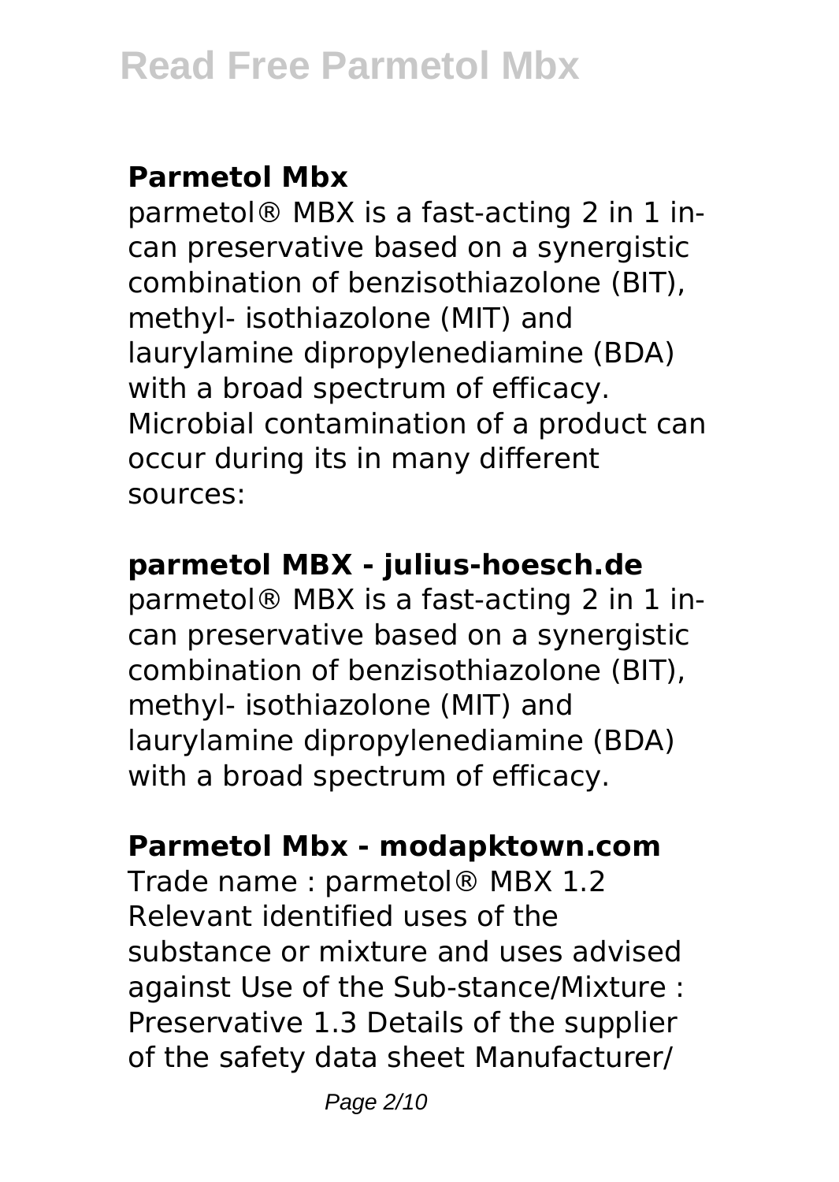## Parmetol Mbx

parmetol® MBX is a fast-acting 2 in 1 in-can preservative based on a synergistic combination of benzisothiazolone (BIT), methyl- isothiazolone (MIT) and laurylamine dipropylenediamine (BDA) with a broad spectrum of efficacy. Microbial contamination of a product can occur during its in many different sources:

## parmetol MBX - julius-hoesch.de

parmetol® MBX is a fast-acting 2 in 1 in-can preservative based on a synergistic combination of benzisothiazolone (BIT), methyl- isothiazolone (MIT) and laurylamine dipropylenediamine (BDA) with a broad spectrum of efficacy.

## Parmetol Mbx - modapktown.com

Trade name : parmetol® MBX 1.2 Relevant identified uses of the substance or mixture and uses advised against Use of the Sub-stance/Mixture : Preservative 1.3 Details of the supplier of the safety data sheet Manufacturer/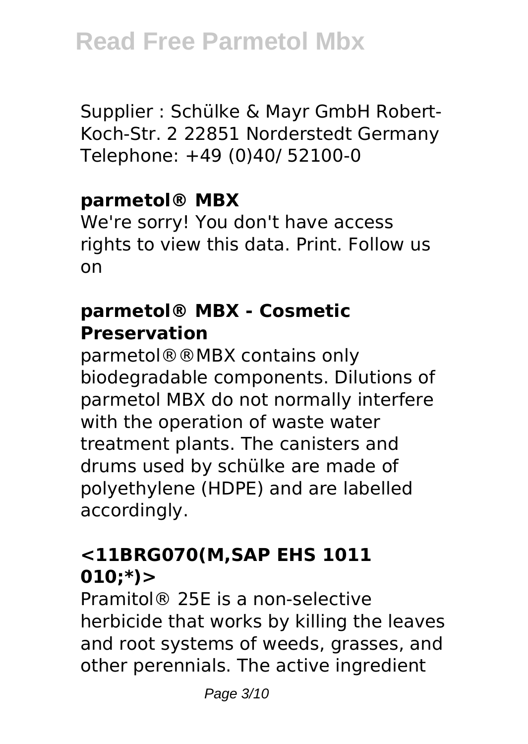Supplier : Schülke & Mayr GmbH Robert-Koch-Str. 2 22851 Norderstedt Germany Telephone: +49 (0)40/ 52100-0

### parmetol® MBX

We're sorry! You don't have access rights to view this data. Print. Follow us on

### parmetol® MBX - Cosmetic Preservation

parmetol®®MBX contains only biodegradable components. Dilutions of parmetol MBX do not normally interfere with the operation of waste water treatment plants. The canisters and drums used by schülke are made of polyethylene (HDPE) and are labelled accordingly.

### <11BRG070(M,SAP EHS 1011 010;*)>

Pramitol® 25E is a non-selective herbicide that works by killing the leaves and root systems of weeds, grasses, and other perennials. The active ingredient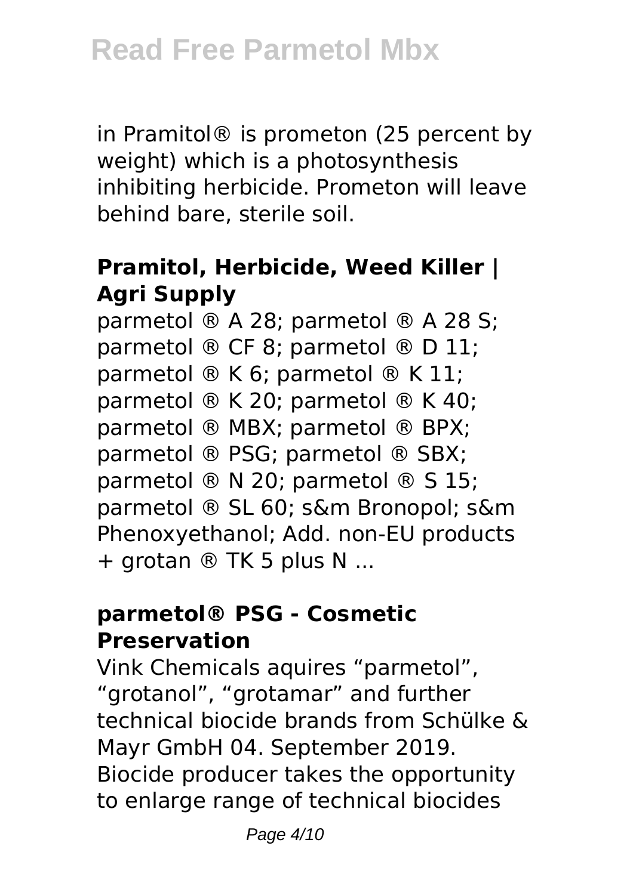in Pramitol® is prometon (25 percent by weight) which is a photosynthesis inhibiting herbicide. Prometon will leave behind bare, sterile soil.

### Pramitol, Herbicide, Weed Killer | Agri Supply

parmetol ® A 28; parmetol ® A 28 S; parmetol ® CF 8; parmetol ® D 11; parmetol ® K 6; parmetol ® K 11; parmetol ® K 20; parmetol ® K 40; parmetol ® MBX; parmetol ® BPX; parmetol ® PSG; parmetol ® SBX; parmetol ® N 20; parmetol ® S 15; parmetol ® SL 60; s&m Bronopol; s&m Phenoxyethanol; Add. non-EU products + grotan ® TK 5 plus N ...

### parmetol® PSG - Cosmetic Preservation

Vink Chemicals aquires “parmetol”, “grotanol”, “grotamar” and further technical biocide brands from Schülke & Mayr GmbH 04. September 2019. Biocide producer takes the opportunity to enlarge range of technical biocides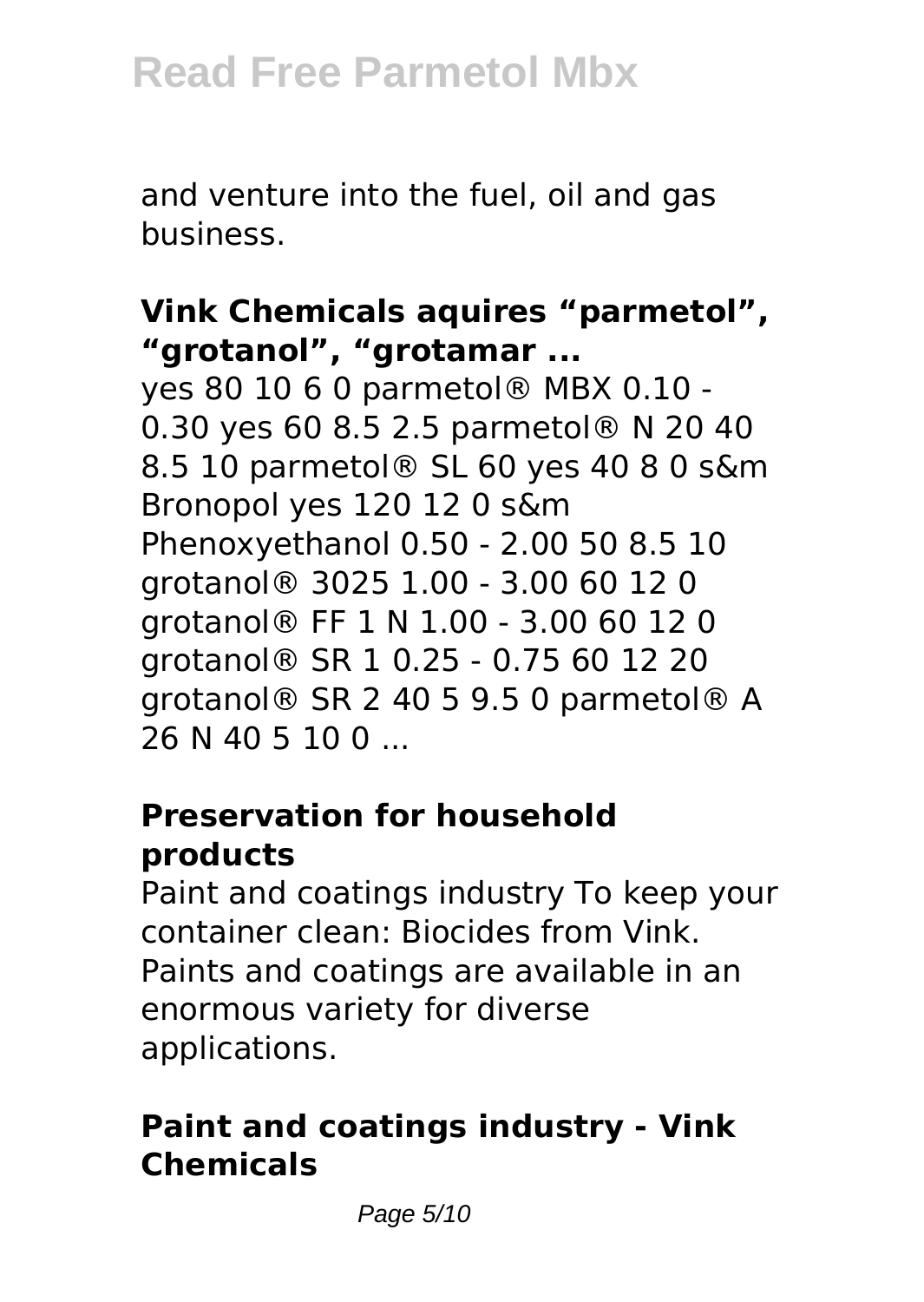and venture into the fuel, oil and gas business.

### Vink Chemicals aquires “parmetol”, “grotanol”, “grotamar ...

yes 80 10 6 0 parmetol® MBX 0.10 - 0.30 yes 60 8.5 2.5 parmetol® N 20 40 8.5 10 parmetol® SL 60 yes 40 8 0 s&m Bronopol yes 120 12 0 s&m Phenoxyethanol 0.50 - 2.00 50 8.5 10 grotanol® 3025 1.00 - 3.00 60 12 0 grotanol® FF 1 N 1.00 - 3.00 60 12 0 grotanol® SR 1 0.25 - 0.75 60 12 20 grotanol® SR 2 40 5 9.5 0 parmetol® A 26 N 40 5 10 0 ...

### Preservation for household products

Paint and coatings industry To keep your container clean: Biocides from Vink. Paints and coatings are available in an enormous variety for diverse applications.

### Paint and coatings industry - Vink Chemicals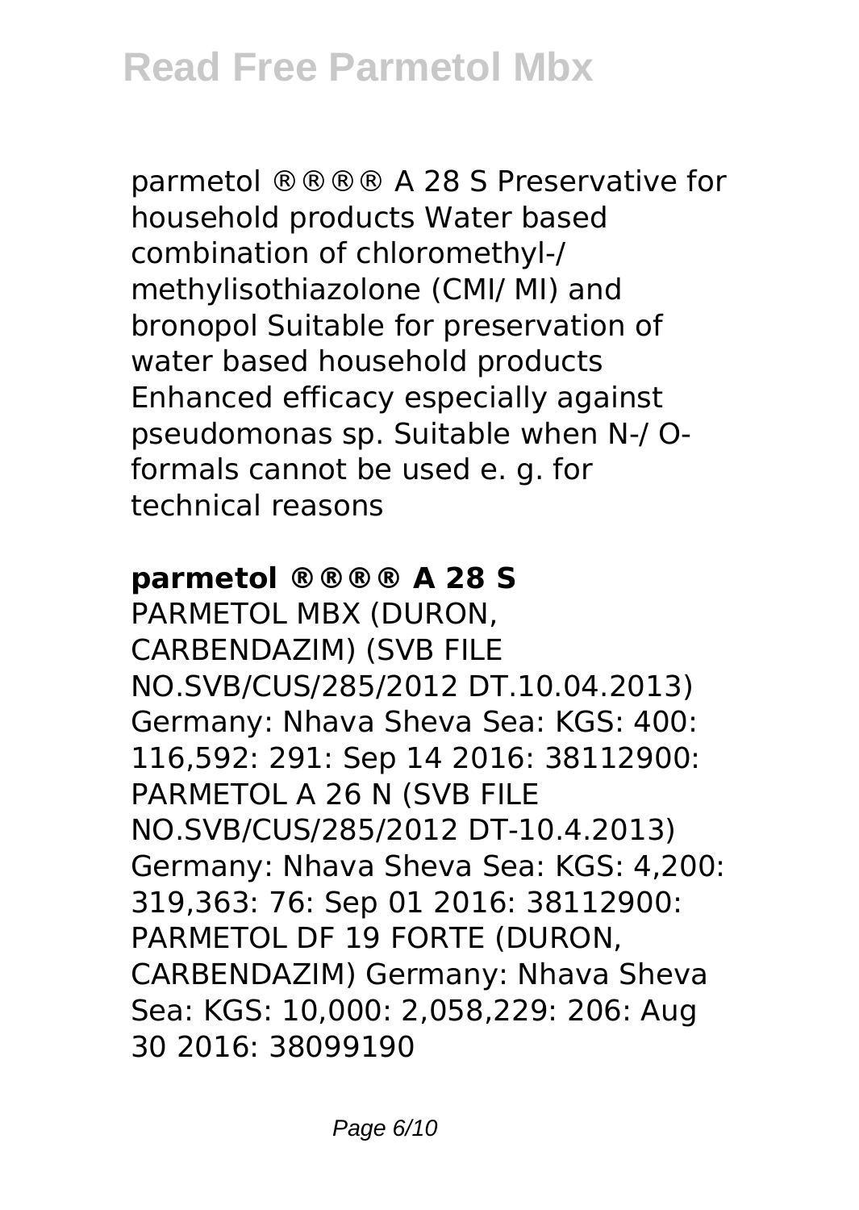parmetol ® ® ® ® A 28 S Preservative for household products Water based combination of chloromethyl-/ methylisothiazolone (CMI/ MI) and bronopol Suitable for preservation of water based household products Enhanced efficacy especially against pseudomonas sp. Suitable when N-/ O-formals cannot be used e. g. for technical reasons

**parmetol ® ® ® ® A 28 S**

PARMETOL MBX (DURON, CARBENDAZIM) (SVB FILE NO.SVB/CUS/285/2012 DT.10.04.2013) Germany: Nhava Sheva Sea: KGS: 400: 116,592: 291: Sep 14 2016: 38112900: PARMETOL A 26 N (SVB FILE NO.SVB/CUS/285/2012 DT-10.4.2013) Germany: Nhava Sheva Sea: KGS: 4,200: 319,363: 76: Sep 01 2016: 38112900: PARMETOL DF 19 FORTE (DURON, CARBENDAZIM) Germany: Nhava Sheva Sea: KGS: 10,000: 2,058,229: 206: Aug 30 2016: 38099190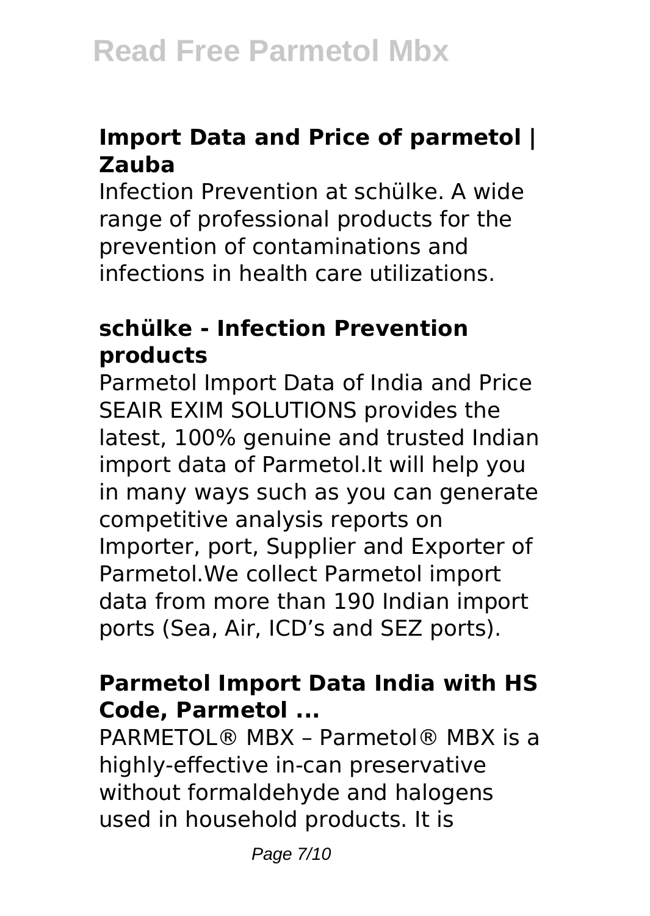### Import Data and Price of parmetol | Zauba

Infection Prevention at schülke. A wide range of professional products for the prevention of contaminations and infections in health care utilizations.

### schülke - Infection Prevention products

Parmetol Import Data of India and Price SEAIR EXIM SOLUTIONS provides the latest, 100% genuine and trusted Indian import data of Parmetol.It will help you in many ways such as you can generate competitive analysis reports on Importer, port, Supplier and Exporter of Parmetol.We collect Parmetol import data from more than 190 Indian import ports (Sea, Air, ICD's and SEZ ports).

### Parmetol Import Data India with HS Code, Parmetol ...

PARMETOL® MBX – Parmetol® MBX is a highly-effective in-can preservative without formaldehyde and halogens used in household products. It is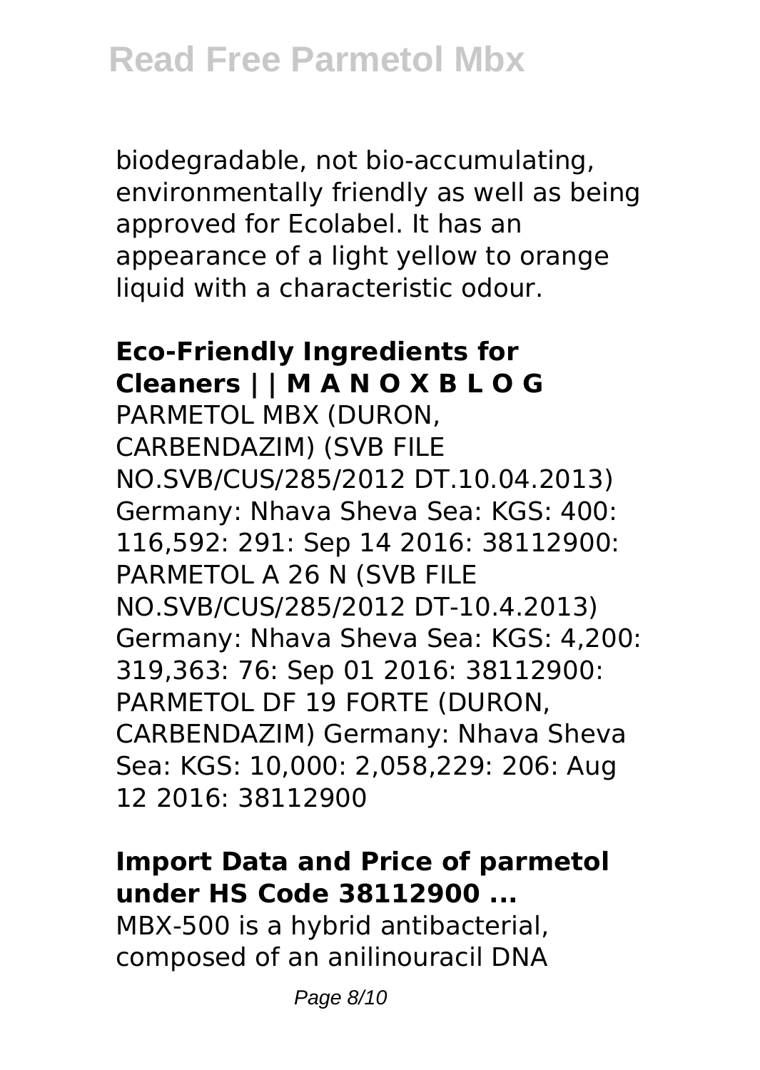biodegradable, not bio-accumulating, environmentally friendly as well as being approved for Ecolabel. It has an appearance of a light yellow to orange liquid with a characteristic odour.

**Eco-Friendly Ingredients for Cleaners | | M A N O X B L O G**

PARMETOL MBX (DURON, CARBENDAZIM) (SVB FILE NO.SVB/CUS/285/2012 DT.10.04.2013) Germany: Nhava Sheva Sea: KGS: 400: 116,592: 291: Sep 14 2016: 38112900: PARMETOL A 26 N (SVB FILE NO.SVB/CUS/285/2012 DT-10.4.2013) Germany: Nhava Sheva Sea: KGS: 4,200: 319,363: 76: Sep 01 2016: 38112900: PARMETOL DF 19 FORTE (DURON, CARBENDAZIM) Germany: Nhava Sheva Sea: KGS: 10,000: 2,058,229: 206: Aug 12 2016: 38112900

**Import Data and Price of parmetol under HS Code 38112900 ...**

MBX-500 is a hybrid antibacterial, composed of an anilinouracil DNA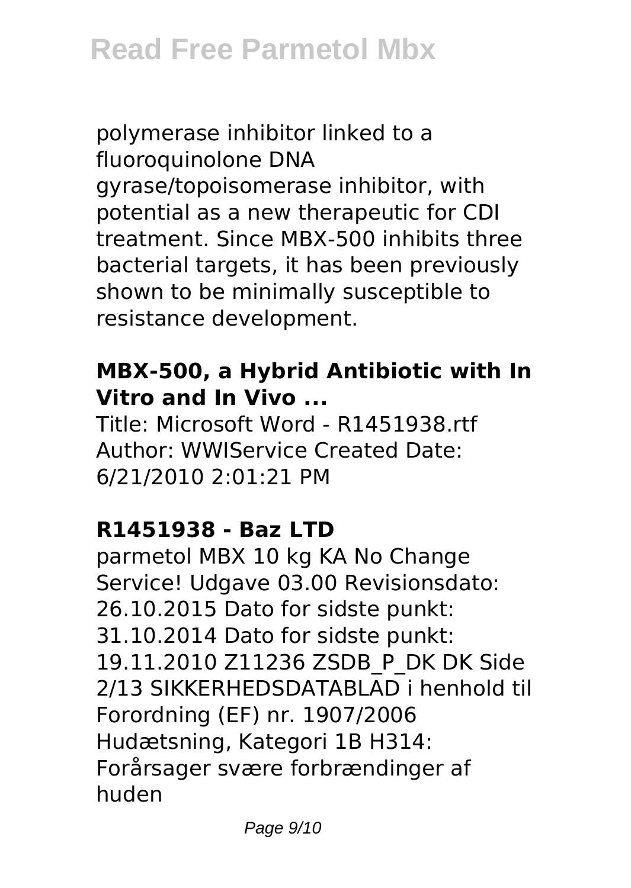polymerase inhibitor linked to a fluoroquinolone DNA gyrase/topoisomerase inhibitor, with potential as a new therapeutic for CDI treatment. Since MBX-500 inhibits three bacterial targets, it has been previously shown to be minimally susceptible to resistance development.

### MBX-500, a Hybrid Antibiotic with In Vitro and In Vivo ...

Title: Microsoft Word - R1451938.rtf Author: WWIService Created Date: 6/21/2010 2:01:21 PM

### R1451938 - Baz LTD

parmetol MBX 10 kg KA No Change Service! Udgave 03.00 Revisionsdato: 26.10.2015 Dato for sidste punkt: 31.10.2014 Dato for sidste punkt: 19.11.2010 Z11236 ZSDB_P_DK DK Side 2/13 SIKKERHEDSDATABLAD i henhold til Forordning (EF) nr. 1907/2006 Hudætsning, Kategori 1B H314: Forårsager svære forbrændinger af huden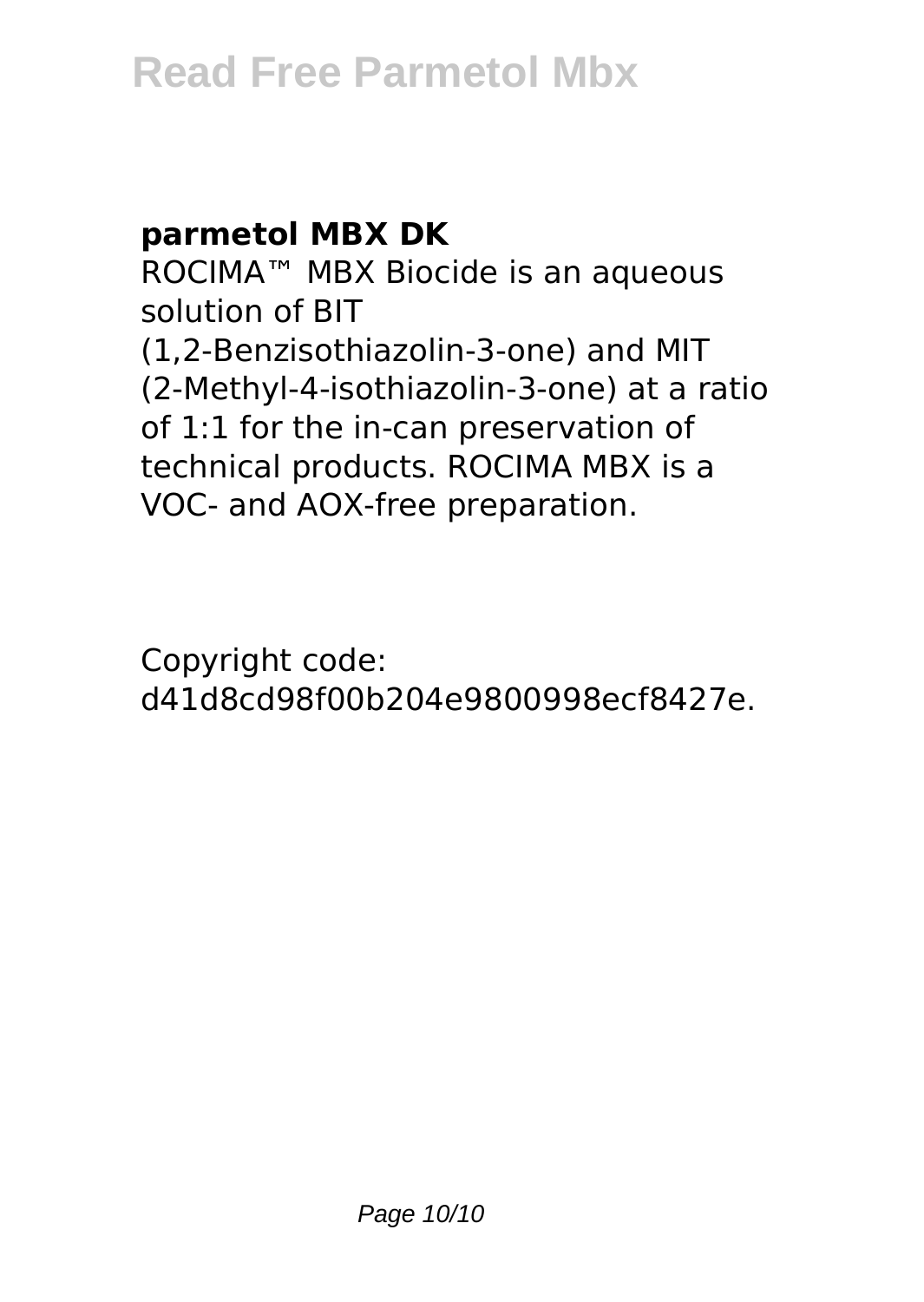### parmetol MBX DK

ROCIMA™ MBX Biocide is an aqueous solution of BIT (1,2-Benzisothiazolin-3-one) and MIT (2-Methyl-4-isothiazolin-3-one) at a ratio of 1:1 for the in-can preservation of technical products. ROCIMA MBX is a VOC- and AOX-free preparation.

Copyright code: d41d8cd98f00b204e9800998ecf8427e.